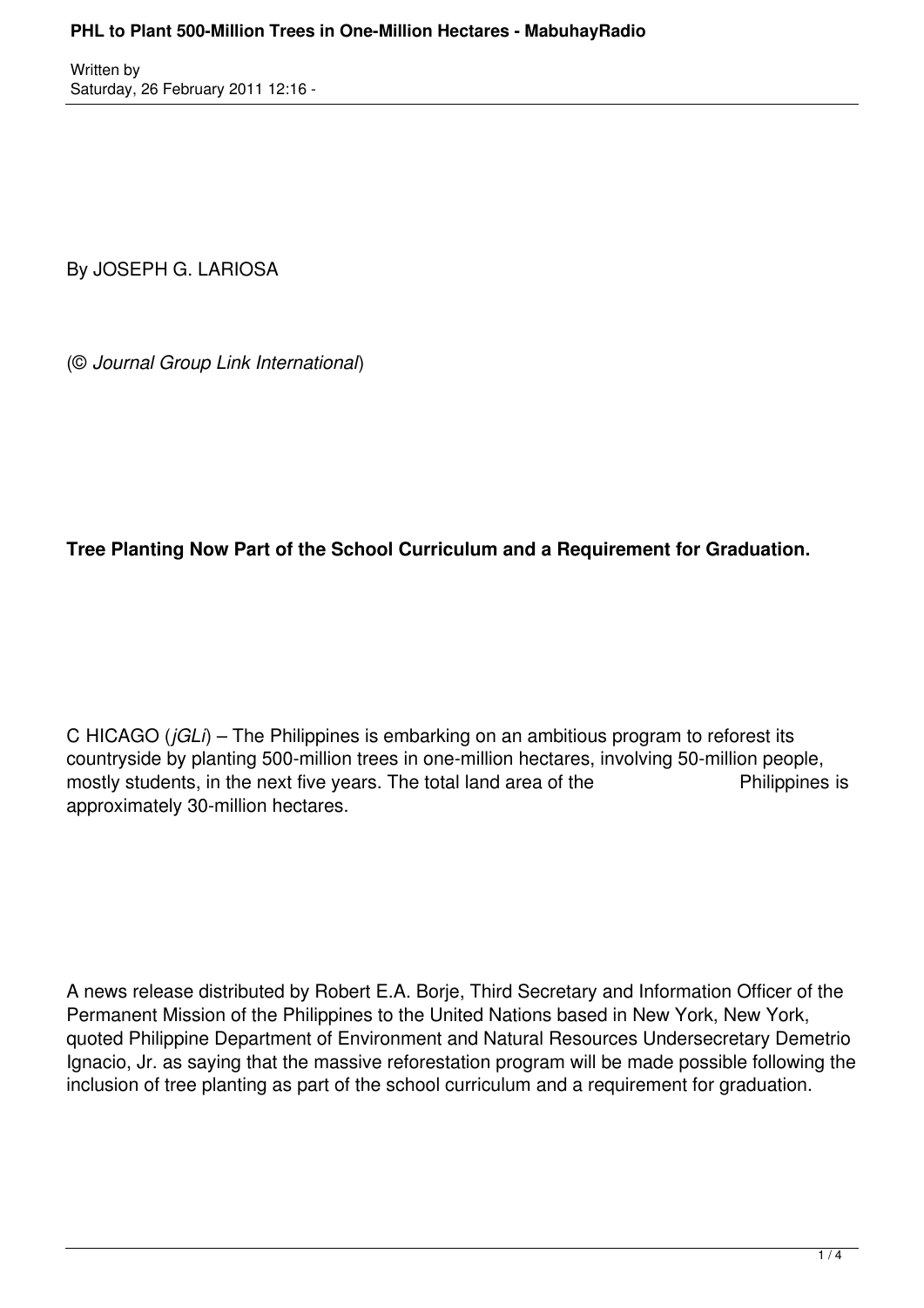# PHL to Plant 500-Million Trees in One-Million Hectares - MabuhayRadio

Written by
Saturday, 26 February 2011 12:16 -

By JOSEPH G. LARIOSA

(© *Journal Group Link International*)

**Tree Planting Now Part of the School Curriculum and a Requirement for Graduation.**

C HICAGO (*jGLi*) – The Philippines is embarking on an ambitious program to reforest its countryside by planting 500-million trees in one-million hectares, involving 50-million people, mostly students, in the next five years. The total land area of the Philippines is approximately 30-million hectares.

A news release distributed by Robert E.A. Borje, Third Secretary and Information Officer of the Permanent Mission of the Philippines to the United Nations based in New York, New York, quoted Philippine Department of Environment and Natural Resources Undersecretary Demetrio Ignacio, Jr. as saying that the massive reforestation program will be made possible following the inclusion of tree planting as part of the school curriculum and a requirement for graduation.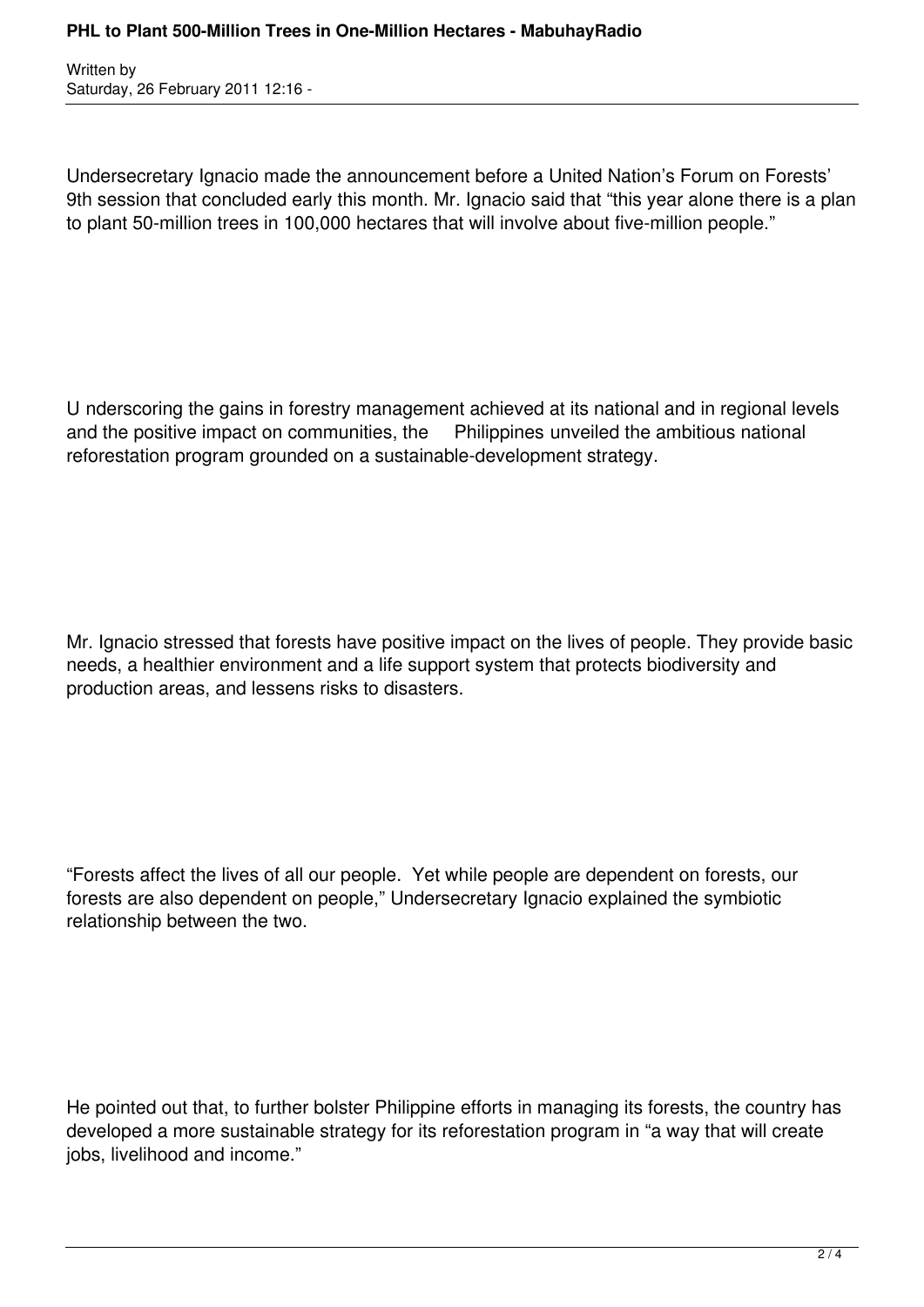Undersecretary Ignacio made the announcement before a United Nation's Forum on Forests' 9th session that concluded early this month. Mr. Ignacio said that "this year alone there is a plan to plant 50-million trees in 100,000 hectares that will involve about five-million people."

U nderscoring the gains in forestry management achieved at its national and in regional levels and the positive impact on communities, the Philippines unveiled the ambitious national reforestation program grounded on a sustainable-development strategy.

Mr. Ignacio stressed that forests have positive impact on the lives of people. They provide basic needs, a healthier environment and a life support system that protects biodiversity and production areas, and lessens risks to disasters.

"Forests affect the lives of all our people. Yet while people are dependent on forests, our forests are also dependent on people," Undersecretary Ignacio explained the symbiotic relationship between the two.

He pointed out that, to further bolster Philippine efforts in managing its forests, the country has developed a more sustainable strategy for its reforestation program in "a way that will create jobs, livelihood and income."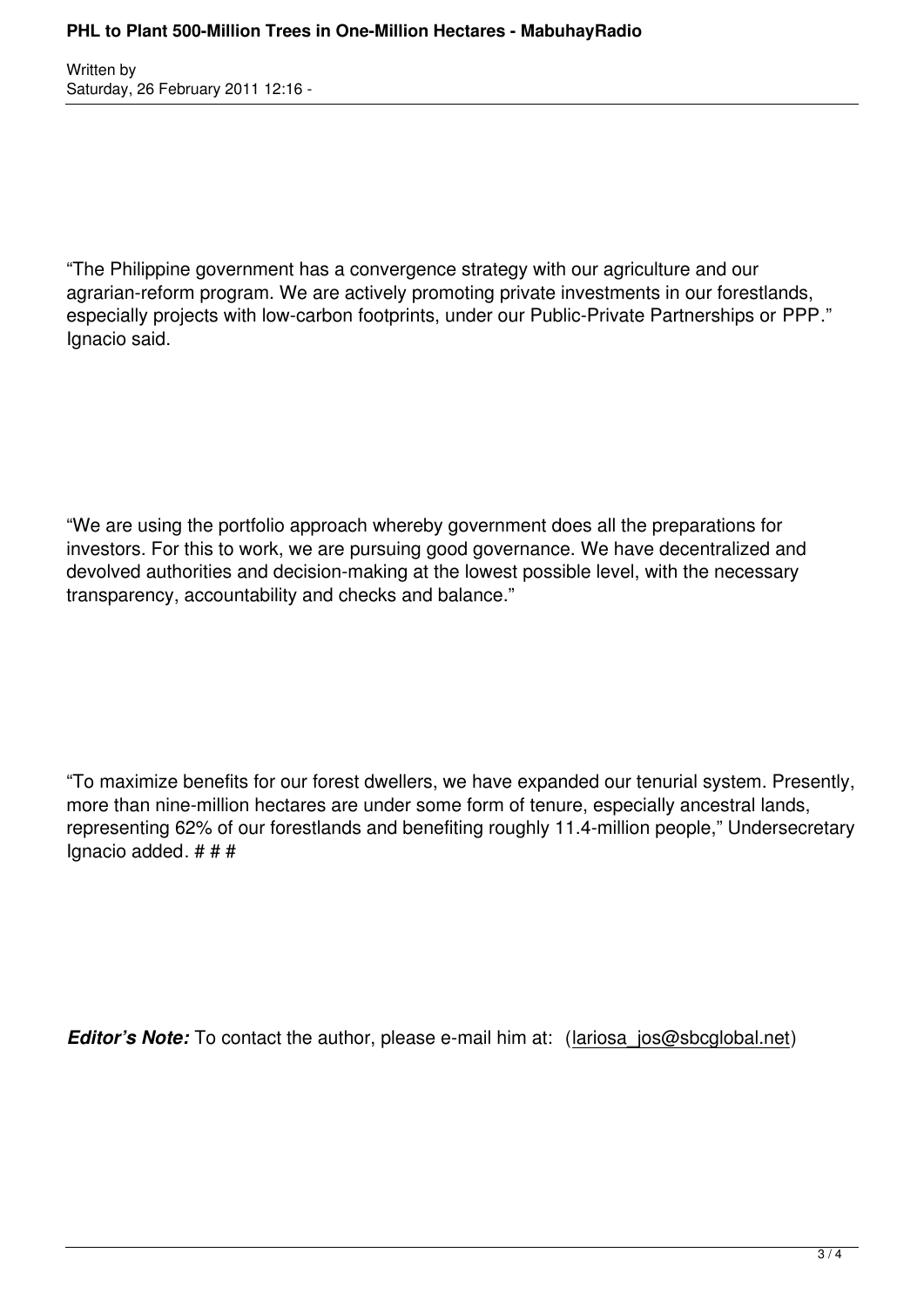“The Philippine government has a convergence strategy with our agriculture and our agrarian-reform program. We are actively promoting private investments in our forestlands, especially projects with low-carbon footprints, under our Public-Private Partnerships or PPP.” Ignacio said.

“We are using the portfolio approach whereby government does all the preparations for investors. For this to work, we are pursuing good governance. We have decentralized and devolved authorities and decision-making at the lowest possible level, with the necessary transparency, accountability and checks and balance.”

“To maximize benefits for our forest dwellers, we have expanded our tenurial system. Presently, more than nine-million hectares are under some form of tenure, especially ancestral lands, representing 62% of our forestlands and benefiting roughly 11.4-million people,” Undersecretary Ignacio added. # # #

***Editor’s Note:*** To contact the author, please e-mail him at: (lariosa_jos@sbcglobal.net)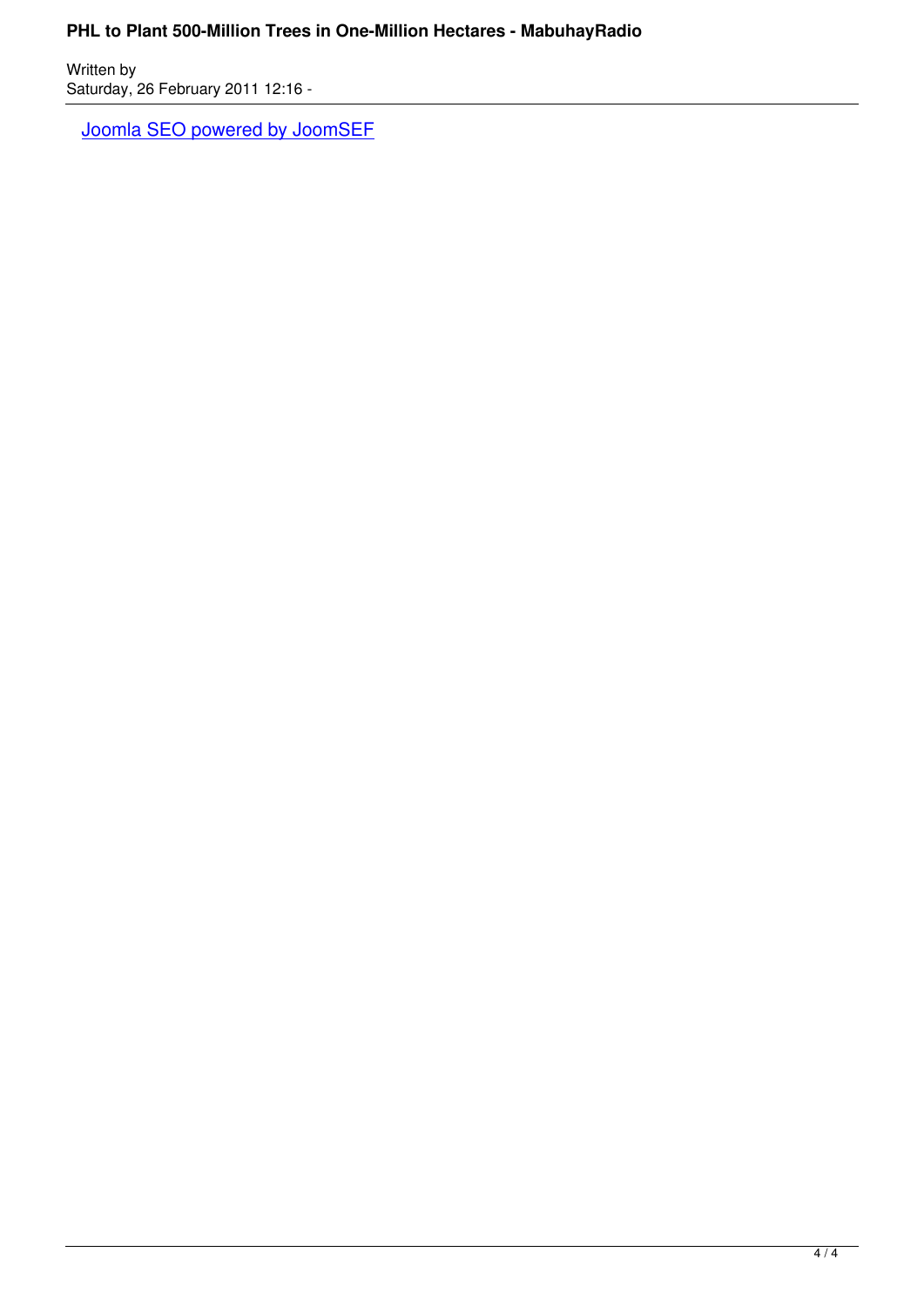Joomla SEO powered by JoomSEF